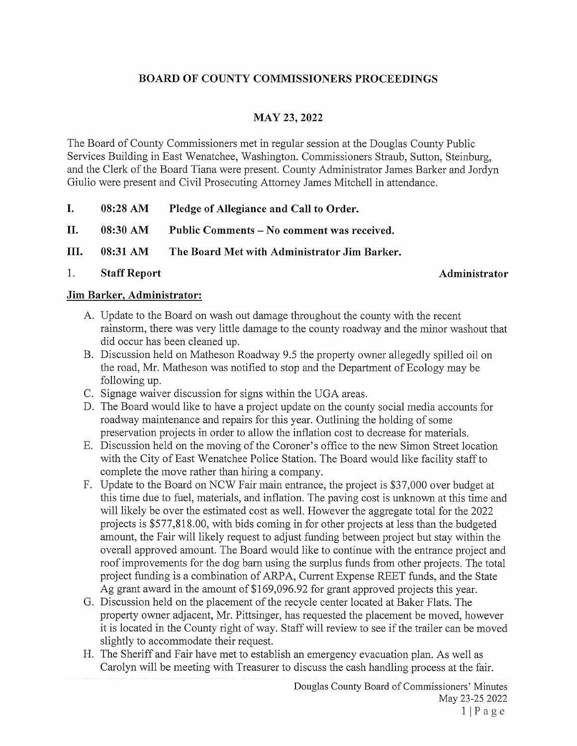# BOARD OF COUNTY COMMISSIONERS PROCEEDINGS

## MAY 23, 2022

The Board of County Commissioners met in regular session at the Douglas County Public Services Building in East Wenatchee, Washington. Commissioners Straub, Sutton, Steinburg, and the Clerk of the Board Tiana were present. County Administrator James Barker and Jordyn Giulio were present and Civil Prosecuting Attorney James Mitchell in attendance.

**I. 08:28 AM Pledge of Allegiance and Call to Order.**

**II. 08:30 AM Public Comments – No comment was received.**

**III. 08:31 AM The Board Met with Administrator Jim Barker.**

**1. Staff Report** **Administrator**

**Jim Barker, Administrator:**

A. Update to the Board on wash out damage throughout the county with the recent rainstorm, there was very little damage to the county roadway and the minor washout that did occur has been cleaned up.

B. Discussion held on Matheson Roadway 9.5 the property owner allegedly spilled oil on the road, Mr. Matheson was notified to stop and the Department of Ecology may be following up.

C. Signage waiver discussion for signs within the UGA areas.

D. The Board would like to have a project update on the county social media accounts for roadway maintenance and repairs for this year. Outlining the holding of some preservation projects in order to allow the inflation cost to decrease for materials.

E. Discussion held on the moving of the Coroner's office to the new Simon Street location with the City of East Wenatchee Police Station. The Board would like facility staff to complete the move rather than hiring a company.

F. Update to the Board on NCW Fair main entrance, the project is $37,000 over budget at this time due to fuel, materials, and inflation. The paving cost is unknown at this time and will likely be over the estimated cost as well. However the aggregate total for the 2022 projects is $577,818.00, with bids coming in for other projects at less than the budgeted amount, the Fair will likely request to adjust funding between project but stay within the overall approved amount. The Board would like to continue with the entrance project and roof improvements for the dog barn using the surplus funds from other projects. The total project funding is a combination of ARPA, Current Expense REET funds, and the State Ag grant award in the amount of $169,096.92 for grant approved projects this year.

G. Discussion held on the placement of the recycle center located at Baker Flats. The property owner adjacent, Mr. Pittsinger, has requested the placement be moved, however it is located in the County right of way. Staff will review to see if the trailer can be moved slightly to accommodate their request.

H. The Sheriff and Fair have met to establish an emergency evacuation plan. As well as Carolyn will be meeting with Treasurer to discuss the cash handling process at the fair.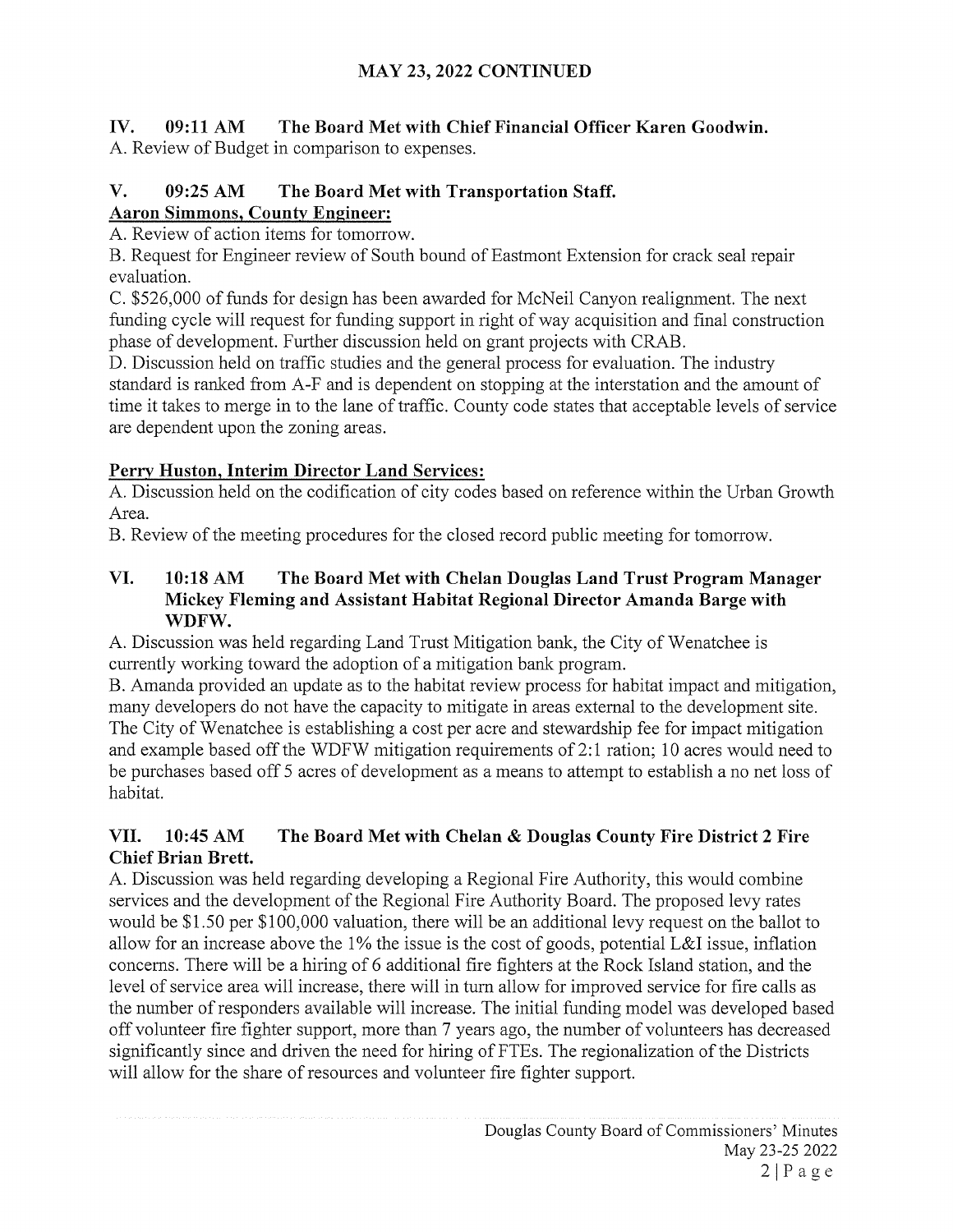## MAY 23, 2022 CONTINUED

### IV. 09:11 AM The Board Met with Chief Financial Officer Karen Goodwin.

A. Review of Budget in comparison to expenses.

### V. 09:25 AM The Board Met with Transportation Staff.

**Aaron Simmons, County Engineer:**

A. Review of action items for tomorrow.

B. Request for Engineer review of South bound of Eastmont Extension for crack seal repair evaluation.

C. $526,000 of funds for design has been awarded for McNeil Canyon realignment. The next funding cycle will request for funding support in right of way acquisition and final construction phase of development. Further discussion held on grant projects with CRAB.

D. Discussion held on traffic studies and the general process for evaluation. The industry standard is ranked from A-F and is dependent on stopping at the interstation and the amount of time it takes to merge in to the lane of traffic. County code states that acceptable levels of service are dependent upon the zoning areas.

**Perry Huston, Interim Director Land Services:**

A. Discussion held on the codification of city codes based on reference within the Urban Growth Area.

B. Review of the meeting procedures for the closed record public meeting for tomorrow.

### VI. 10:18 AM The Board Met with Chelan Douglas Land Trust Program Manager Mickey Fleming and Assistant Habitat Regional Director Amanda Barge with WDFW.

A. Discussion was held regarding Land Trust Mitigation bank, the City of Wenatchee is currently working toward the adoption of a mitigation bank program.

B. Amanda provided an update as to the habitat review process for habitat impact and mitigation, many developers do not have the capacity to mitigate in areas external to the development site. The City of Wenatchee is establishing a cost per acre and stewardship fee for impact mitigation and example based off the WDFW mitigation requirements of 2:1 ration; 10 acres would need to be purchases based off 5 acres of development as a means to attempt to establish a no net loss of habitat.

### VII. 10:45 AM The Board Met with Chelan & Douglas County Fire District 2 Fire Chief Brian Brett.

A. Discussion was held regarding developing a Regional Fire Authority, this would combine services and the development of the Regional Fire Authority Board. The proposed levy rates would be $1.50 per $100,000 valuation, there will be an additional levy request on the ballot to allow for an increase above the 1% the issue is the cost of goods, potential L&I issue, inflation concerns. There will be a hiring of 6 additional fire fighters at the Rock Island station, and the level of service area will increase, there will in turn allow for improved service for fire calls as the number of responders available will increase. The initial funding model was developed based off volunteer fire fighter support, more than 7 years ago, the number of volunteers has decreased significantly since and driven the need for hiring of FTEs. The regionalization of the Districts will allow for the share of resources and volunteer fire fighter support.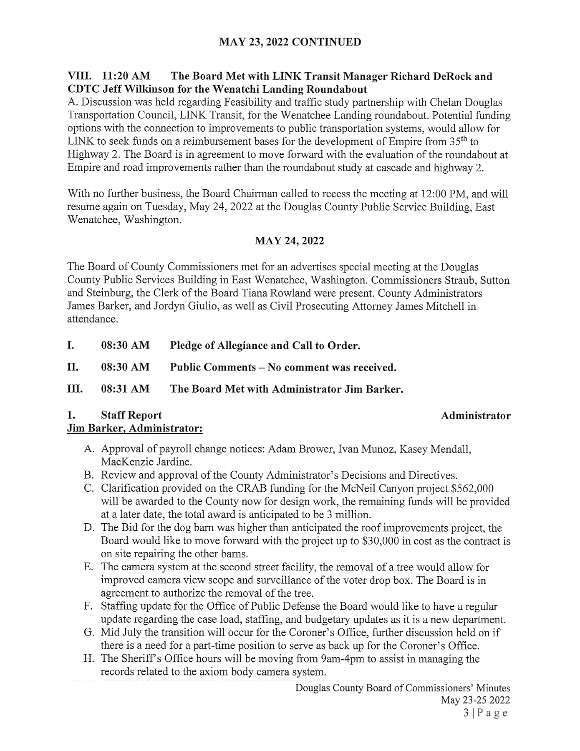## MAY 23, 2022 CONTINUED

### VIII. 11:20 AM The Board Met with LINK Transit Manager Richard DeRock and CDTC Jeff Wilkinson for the Wenatchi Landing Roundabout

A. Discussion was held regarding Feasibility and traffic study partnership with Chelan Douglas Transportation Council, LINK Transit, for the Wenatchee Landing roundabout. Potential funding options with the connection to improvements to public transportation systems, would allow for LINK to seek funds on a reimbursement bases for the development of Empire from 35th to Highway 2. The Board is in agreement to move forward with the evaluation of the roundabout at Empire and road improvements rather than the roundabout study at cascade and highway 2.

With no further business, the Board Chairman called to recess the meeting at 12:00 PM, and will resume again on Tuesday, May 24, 2022 at the Douglas County Public Service Building, East Wenatchee, Washington.

## MAY 24, 2022

The Board of County Commissioners met for an advertises special meeting at the Douglas County Public Services Building in East Wenatchee, Washington. Commissioners Straub, Sutton and Steinburg, the Clerk of the Board Tiana Rowland were present. County Administrators James Barker, and Jordyn Giulio, as well as Civil Prosecuting Attorney James Mitchell in attendance.

**I. 08:30 AM Pledge of Allegiance and Call to Order.**

**II. 08:30 AM Public Comments – No comment was received.**

**III. 08:31 AM The Board Met with Administrator Jim Barker.**

**1. Staff Report** **Administrator**

**Jim Barker, Administrator:**

A. Approval of payroll change notices: Adam Brower, Ivan Munoz, Kasey Mendall, MacKenzie Jardine.

B. Review and approval of the County Administrator's Decisions and Directives.

C. Clarification provided on the CRAB funding for the McNeil Canyon project $562,000 will be awarded to the County now for design work, the remaining funds will be provided at a later date, the total award is anticipated to be 3 million.

D. The Bid for the dog barn was higher than anticipated the roof improvements project, the Board would like to move forward with the project up to $30,000 in cost as the contract is on site repairing the other barns.

E. The camera system at the second street facility, the removal of a tree would allow for improved camera view scope and surveillance of the voter drop box. The Board is in agreement to authorize the removal of the tree.

F. Staffing update for the Office of Public Defense the Board would like to have a regular update regarding the case load, staffing, and budgetary updates as it is a new department.

G. Mid July the transition will occur for the Coroner's Office, further discussion held on if there is a need for a part-time position to serve as back up for the Coroner's Office.

H. The Sheriff's Office hours will be moving from 9am-4pm to assist in managing the records related to the axiom body camera system.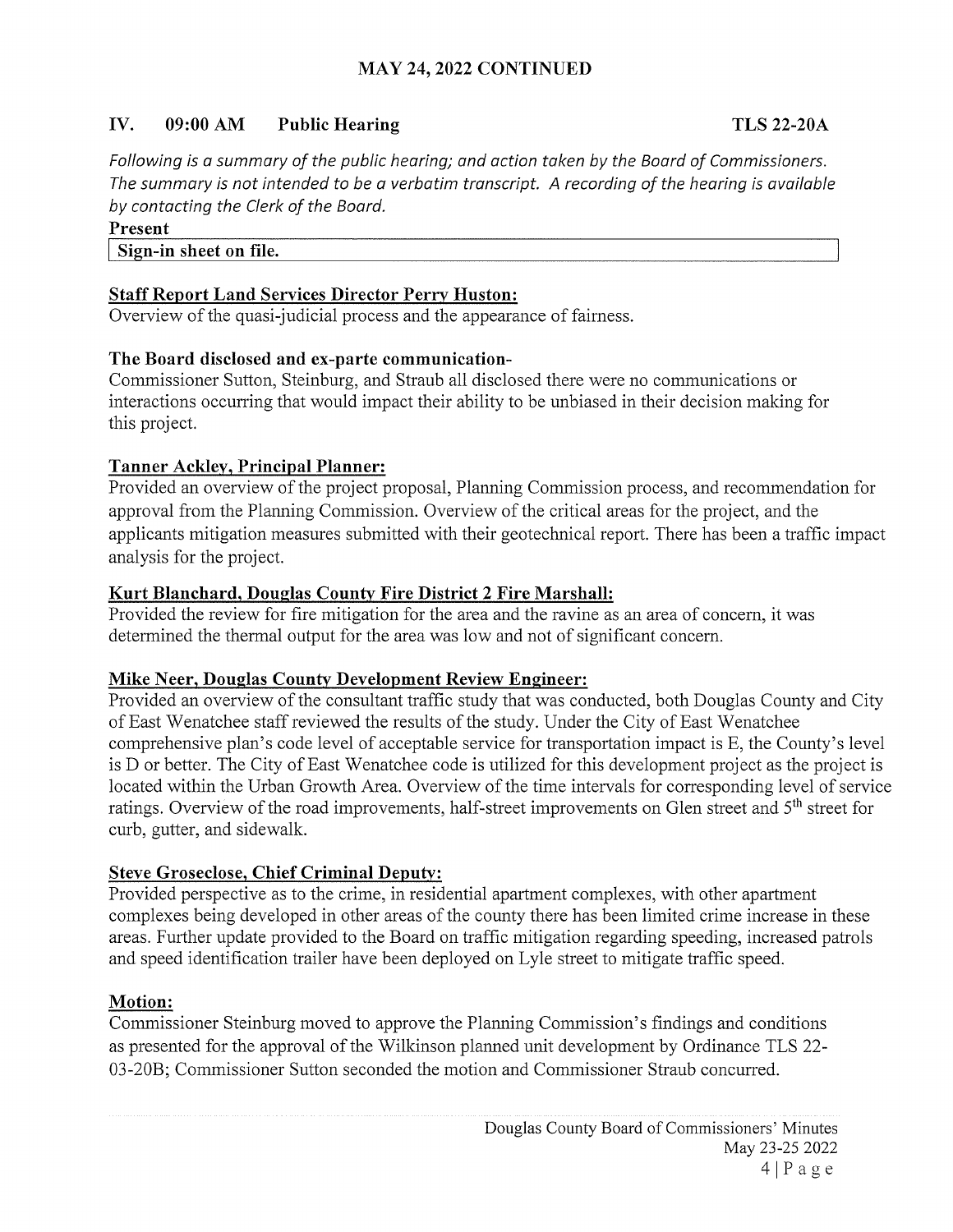## MAY 24, 2022 CONTINUED

## IV. 09:00 AM Public Hearing TLS 22-20A

*Following is a summary of the public hearing; and action taken by the Board of Commissioners. The summary is not intended to be a verbatim transcript. A recording of the hearing is available by contacting the Clerk of the Board.*

**Present**

| Sign-in sheet on file. |
|---|

**Staff Report Land Services Director Perry Huston:**
Overview of the quasi-judicial process and the appearance of fairness.

**The Board disclosed and ex-parte communication-**
Commissioner Sutton, Steinburg, and Straub all disclosed there were no communications or interactions occurring that would impact their ability to be unbiased in their decision making for this project.

**Tanner Ackley, Principal Planner:**
Provided an overview of the project proposal, Planning Commission process, and recommendation for approval from the Planning Commission. Overview of the critical areas for the project, and the applicants mitigation measures submitted with their geotechnical report. There has been a traffic impact analysis for the project.

**Kurt Blanchard, Douglas County Fire District 2 Fire Marshall:**
Provided the review for fire mitigation for the area and the ravine as an area of concern, it was determined the thermal output for the area was low and not of significant concern.

**Mike Neer, Douglas County Development Review Engineer:**
Provided an overview of the consultant traffic study that was conducted, both Douglas County and City of East Wenatchee staff reviewed the results of the study. Under the City of East Wenatchee comprehensive plan's code level of acceptable service for transportation impact is E, the County's level is D or better. The City of East Wenatchee code is utilized for this development project as the project is located within the Urban Growth Area. Overview of the time intervals for corresponding level of service ratings. Overview of the road improvements, half-street improvements on Glen street and 5th street for curb, gutter, and sidewalk.

**Steve Groseclose, Chief Criminal Deputy:**
Provided perspective as to the crime, in residential apartment complexes, with other apartment complexes being developed in other areas of the county there has been limited crime increase in these areas. Further update provided to the Board on traffic mitigation regarding speeding, increased patrols and speed identification trailer have been deployed on Lyle street to mitigate traffic speed.

**Motion:**
Commissioner Steinburg moved to approve the Planning Commission's findings and conditions as presented for the approval of the Wilkinson planned unit development by Ordinance TLS 22-03-20B; Commissioner Sutton seconded the motion and Commissioner Straub concurred.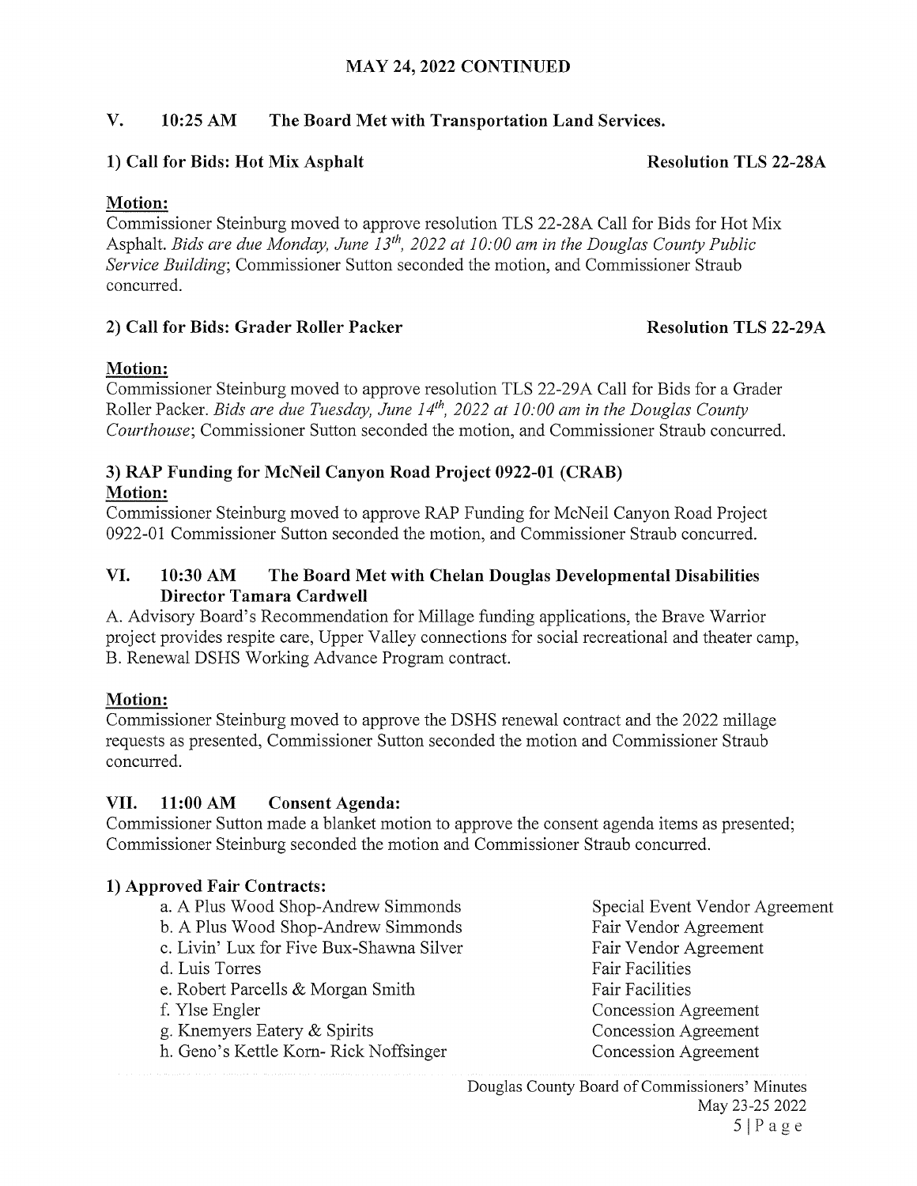**MAY 24, 2022 CONTINUED**

## V. 10:25 AM The Board Met with Transportation Land Services.

### 1) Call for Bids: Hot Mix Asphalt — Resolution TLS 22-28A

**Motion:**
Commissioner Steinburg moved to approve resolution TLS 22-28A Call for Bids for Hot Mix Asphalt. *Bids are due Monday, June 13th, 2022 at 10:00 am in the Douglas County Public Service Building*; Commissioner Sutton seconded the motion, and Commissioner Straub concurred.

### 2) Call for Bids: Grader Roller Packer — Resolution TLS 22-29A

**Motion:**
Commissioner Steinburg moved to approve resolution TLS 22-29A Call for Bids for a Grader Roller Packer. *Bids are due Tuesday, June 14th, 2022 at 10:00 am in the Douglas County Courthouse*; Commissioner Sutton seconded the motion, and Commissioner Straub concurred.

### 3) RAP Funding for McNeil Canyon Road Project 0922-01 (CRAB)

**Motion:**
Commissioner Steinburg moved to approve RAP Funding for McNeil Canyon Road Project 0922-01 Commissioner Sutton seconded the motion, and Commissioner Straub concurred.

## VI. 10:30 AM The Board Met with Chelan Douglas Developmental Disabilities Director Tamara Cardwell

A. Advisory Board's Recommendation for Millage funding applications, the Brave Warrior project provides respite care, Upper Valley connections for social recreational and theater camp,
B. Renewal DSHS Working Advance Program contract.

**Motion:**
Commissioner Steinburg moved to approve the DSHS renewal contract and the 2022 millage requests as presented, Commissioner Sutton seconded the motion and Commissioner Straub concurred.

## VII. 11:00 AM Consent Agenda:

Commissioner Sutton made a blanket motion to approve the consent agenda items as presented; Commissioner Steinburg seconded the motion and Commissioner Straub concurred.

### 1) Approved Fair Contracts:

| | |
|---|---|
| a. A Plus Wood Shop-Andrew Simmonds | Special Event Vendor Agreement |
| b. A Plus Wood Shop-Andrew Simmonds | Fair Vendor Agreement |
| c. Livin' Lux for Five Bux-Shawna Silver | Fair Vendor Agreement |
| d. Luis Torres | Fair Facilities |
| e. Robert Parcells & Morgan Smith | Fair Facilities |
| f. Ylse Engler | Concession Agreement |
| g. Knemyers Eatery & Spirits | Concession Agreement |
| h. Geno's Kettle Korn- Rick Noffsinger | Concession Agreement |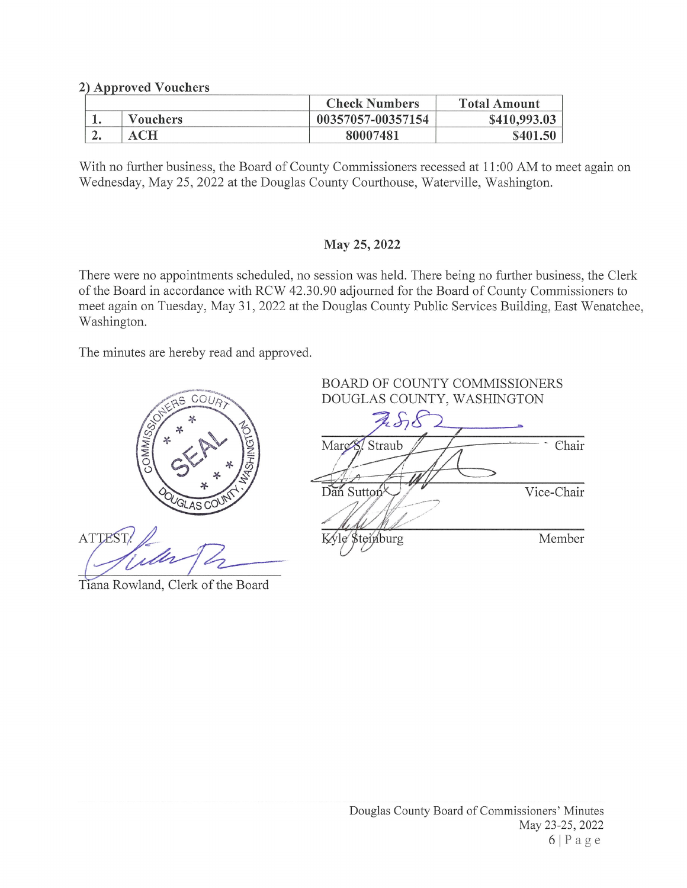**2) Approved Vouchers**

| | | Check Numbers | Total Amount |
|---|---|---|---|
| 1. | Vouchers | 00357057-00357154 | $410,993.03 |
| 2. | ACH | 80007481 | $401.50 |

With no further business, the Board of County Commissioners recessed at 11:00 AM to meet again on Wednesday, May 25, 2022 at the Douglas County Courthouse, Waterville, Washington.

**May 25, 2022**

There were no appointments scheduled, no session was held. There being no further business, the Clerk of the Board in accordance with RCW 42.30.90 adjourned for the Board of County Commissioners to meet again on Tuesday, May 31, 2022 at the Douglas County Public Services Building, East Wenatchee, Washington.

The minutes are hereby read and approved.

COMMISSIONERS COURT SEAL DOUGLAS COUNTY, WASHINGTON

BOARD OF COUNTY COMMISSIONERS
DOUGLAS COUNTY, WASHINGTON

Marc S. Straub, Chair

Dan Sutton, Vice-Chair

Kyle Steinburg, Member

ATTEST:

Tiana Rowland, Clerk of the Board